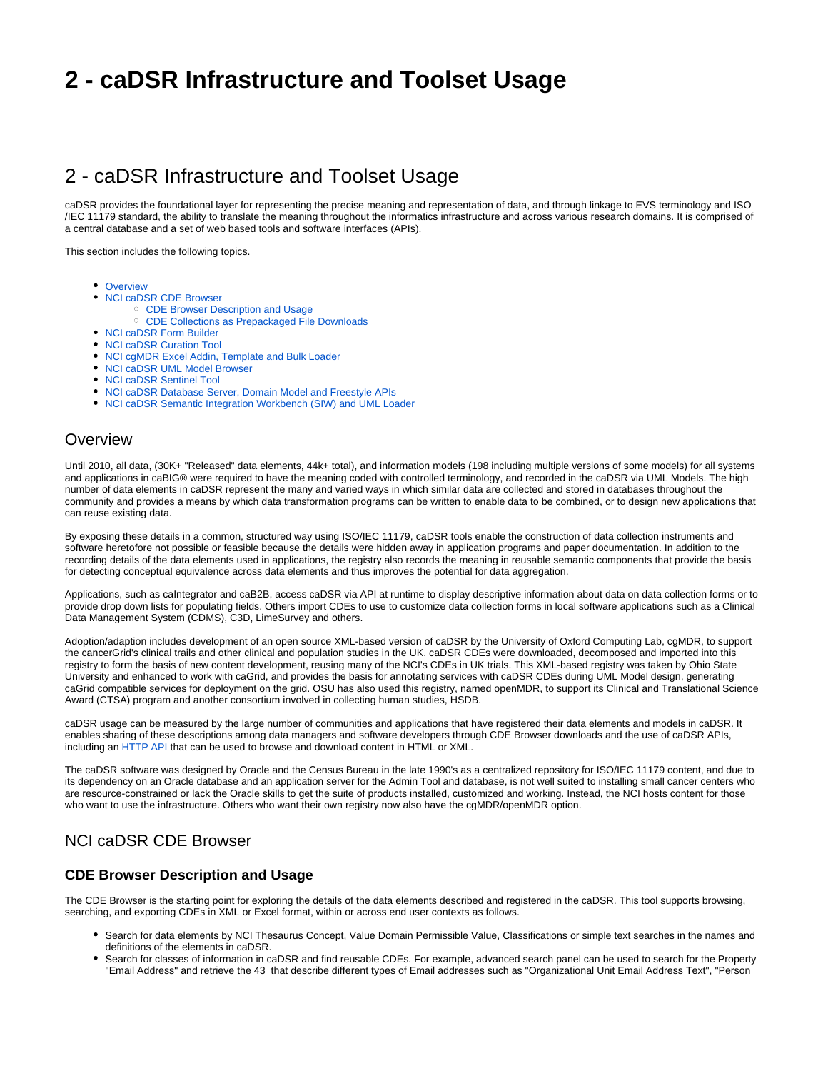# 2 - caDSR Infrastructure and Toolset Usage

## 2 - caDSR Infrastructure and Toolset Usage

caDSR provides the foundational layer for representing the precise meaning and representation of data, and through linkage to EVS terminology and ISO /IEC 11179 standard, the ability to translate the meaning throughout the informatics infrastructure and across various research domains. It is comprised of a central database and a set of web based tools and software interfaces (APIs).

This section includes the following topics.

- Overview
- NCI caDSR CDE Browser
  - CDE Browser Description and Usage
  - CDE Collections as Prepackaged File Downloads
- NCI caDSR Form Builder
- NCI caDSR Curation Tool
- NCI cgMDR Excel Addin, Template and Bulk Loader
- NCI caDSR UML Model Browser
- NCI caDSR Sentinel Tool
- NCI caDSR Database Server, Domain Model and Freestyle APIs
- NCI caDSR Semantic Integration Workbench (SIW) and UML Loader

## Overview

Until 2010, all data, (30K+ "Released" data elements, 44k+ total), and information models (198 including multiple versions of some models) for all systems and applications in caBIG® were required to have the meaning coded with controlled terminology, and recorded in the caDSR via UML Models. The high number of data elements in caDSR represent the many and varied ways in which similar data are collected and stored in databases throughout the community and provides a means by which data transformation programs can be written to enable data to be combined, or to design new applications that can reuse existing data.

By exposing these details in a common, structured way using ISO/IEC 11179, caDSR tools enable the construction of data collection instruments and software heretofore not possible or feasible because the details were hidden away in application programs and paper documentation. In addition to the recording details of the data elements used in applications, the registry also records the meaning in reusable semantic components that provide the basis for detecting conceptual equivalence across data elements and thus improves the potential for data aggregation.

Applications, such as caIntegrator and caB2B, access caDSR via API at runtime to display descriptive information about data on data collection forms or to provide drop down lists for populating fields. Others import CDEs to use to customize data collection forms in local software applications such as a Clinical Data Management System (CDMS), C3D, LimeSurvey and others.

Adoption/adaption includes development of an open source XML-based version of caDSR by the University of Oxford Computing Lab, cgMDR, to support the cancerGrid's clinical trails and other clinical and population studies in the UK. caDSR CDEs were downloaded, decomposed and imported into this registry to form the basis of new content development, reusing many of the NCI's CDEs in UK trials. This XML-based registry was taken by Ohio State University and enhanced to work with caGrid, and provides the basis for annotating services with caDSR CDEs during UML Model design, generating caGrid compatible services for deployment on the grid. OSU has also used this registry, named openMDR, to support its Clinical and Translational Science Award (CTSA) program and another consortium involved in collecting human studies, HSDB.

caDSR usage can be measured by the large number of communities and applications that have registered their data elements and models in caDSR. It enables sharing of these descriptions among data managers and software developers through CDE Browser downloads and the use of caDSR APIs, including an HTTP API that can be used to browse and download content in HTML or XML.

The caDSR software was designed by Oracle and the Census Bureau in the late 1990's as a centralized repository for ISO/IEC 11179 content, and due to its dependency on an Oracle database and an application server for the Admin Tool and database, is not well suited to installing small cancer centers who are resource-constrained or lack the Oracle skills to get the suite of products installed, customized and working. Instead, the NCI hosts content for those who want to use the infrastructure. Others who want their own registry now also have the cgMDR/openMDR option.

## NCI caDSR CDE Browser

### CDE Browser Description and Usage

The CDE Browser is the starting point for exploring the details of the data elements described and registered in the caDSR. This tool supports browsing, searching, and exporting CDEs in XML or Excel format, within or across end user contexts as follows.

- Search for data elements by NCI Thesaurus Concept, Value Domain Permissible Value, Classifications or simple text searches in the names and definitions of the elements in caDSR.
- Search for classes of information in caDSR and find reusable CDEs. For example, advanced search panel can be used to search for the Property "Email Address" and retrieve the 43 that describe different types of Email addresses such as "Organizational Unit Email Address Text", "Person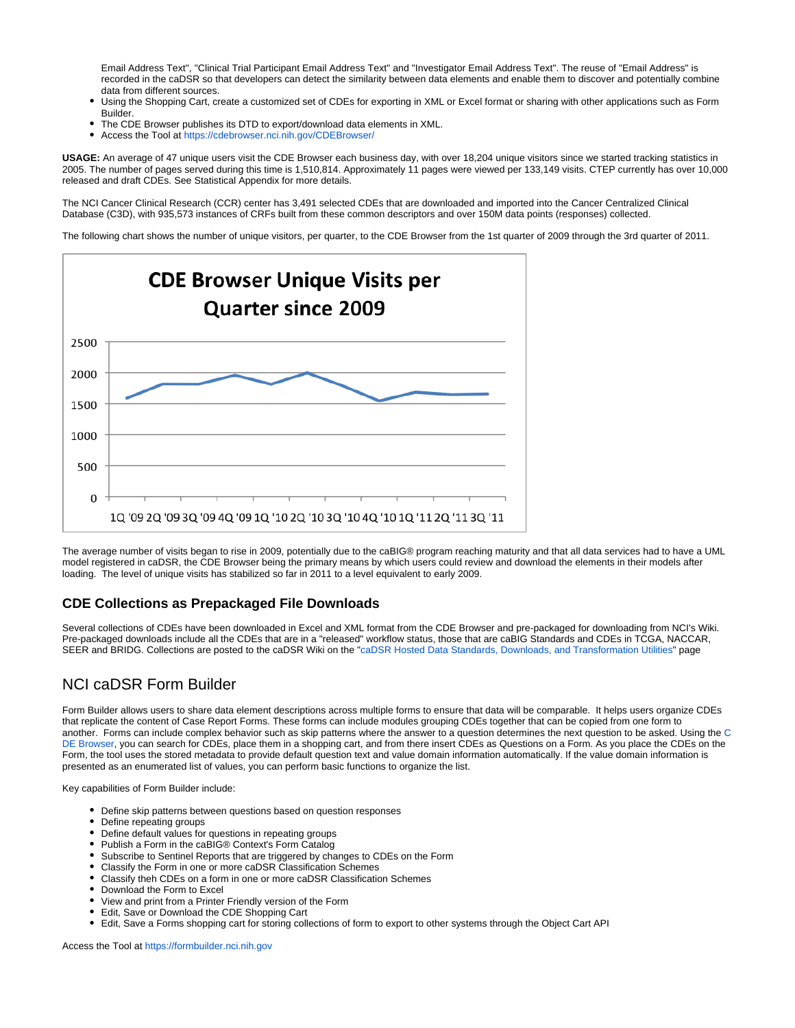Email Address Text", "Clinical Trial Participant Email Address Text" and "Investigator Email Address Text". The reuse of "Email Address" is recorded in the caDSR so that developers can detect the similarity between data elements and enable them to discover and potentially combine data from different sources.

- Using the Shopping Cart, create a customized set of CDEs for exporting in XML or Excel format or sharing with other applications such as Form Builder.
- The CDE Browser publishes its DTD to export/download data elements in XML.
- Access the Tool at https://cdebrowser.nci.nih.gov/CDEBrowser/

**USAGE:** An average of 47 unique users visit the CDE Browser each business day, with over 18,204 unique visitors since we started tracking statistics in 2005. The number of pages served during this time is 1,510,814. Approximately 11 pages were viewed per 133,149 visits. CTEP currently has over 10,000 released and draft CDEs. See Statistical Appendix for more details.

The NCI Cancer Clinical Research (CCR) center has 3,491 selected CDEs that are downloaded and imported into the Cancer Centralized Clinical Database (C3D), with 935,573 instances of CRFs built from these common descriptors and over 150M data points (responses) collected.

The following chart shows the number of unique visitors, per quarter, to the CDE Browser from the 1st quarter of 2009 through the 3rd quarter of 2011.

**CDE Browser Unique Visits per Quarter since 2009**

The average number of visits began to rise in 2009, potentially due to the caBIG® program reaching maturity and that all data services had to have a UML model registered in caDSR, the CDE Browser being the primary means by which users could review and download the elements in their models after loading. The level of unique visits has stabilized so far in 2011 to a level equivalent to early 2009.

### CDE Collections as Prepackaged File Downloads

Several collections of CDEs have been downloaded in Excel and XML format from the CDE Browser and pre-packaged for downloading from NCI's Wiki. Pre-packaged downloads include all the CDEs that are in a "released" workflow status, those that are caBIG Standards and CDEs in TCGA, NACCAR, SEER and BRIDG. Collections are posted to the caDSR Wiki on the "caDSR Hosted Data Standards, Downloads, and Transformation Utilities" page

## NCI caDSR Form Builder

Form Builder allows users to share data element descriptions across multiple forms to ensure that data will be comparable. It helps users organize CDEs that replicate the content of Case Report Forms. These forms can include modules grouping CDEs together that can be copied from one form to another. Forms can include complex behavior such as skip patterns where the answer to a question determines the next question to be asked. Using the CDE Browser, you can search for CDEs, place them in a shopping cart, and from there insert CDEs as Questions on a Form. As you place the CDEs on the Form, the tool uses the stored metadata to provide default question text and value domain information automatically. If the value domain information is presented as an enumerated list of values, you can perform basic functions to organize the list.

Key capabilities of Form Builder include:

- Define skip patterns between questions based on question responses
- Define repeating groups
- Define default values for questions in repeating groups
- Publish a Form in the caBIG® Context's Form Catalog
- Subscribe to Sentinel Reports that are triggered by changes to CDEs on the Form
- Classify the Form in one or more caDSR Classification Schemes
- Classify theh CDEs on a form in one or more caDSR Classification Schemes
- Download the Form to Excel
- View and print from a Printer Friendly version of the Form
- Edit, Save or Download the CDE Shopping Cart
- Edit, Save a Forms shopping cart for storing collections of form to export to other systems through the Object Cart API

Access the Tool at https://formbuilder.nci.nih.gov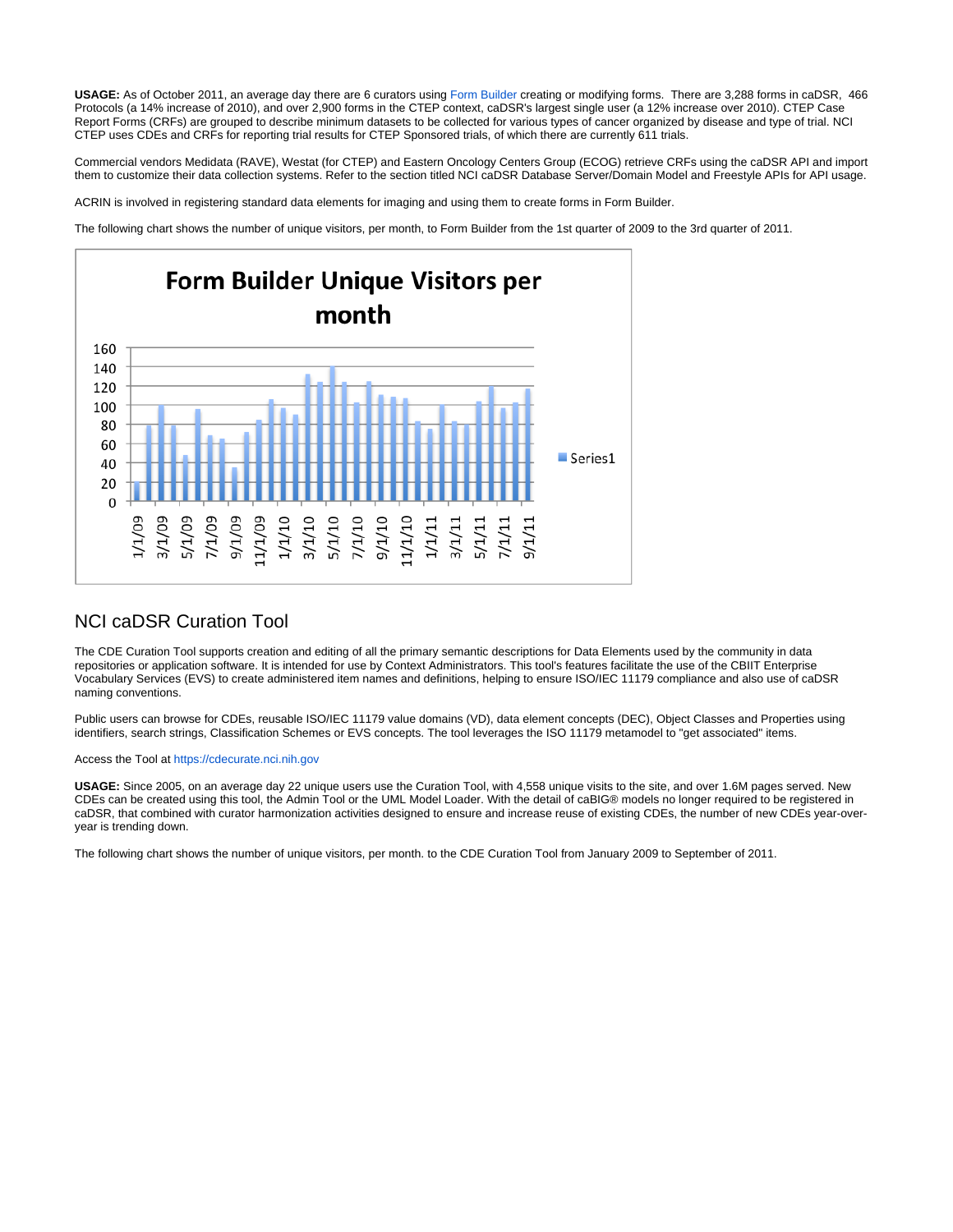**USAGE:** As of October 2011, an average day there are 6 curators using Form Builder creating or modifying forms. There are 3,288 forms in caDSR, 466 Protocols (a 14% increase of 2010), and over 2,900 forms in the CTEP context, caDSR's largest single user (a 12% increase over 2010). CTEP Case Report Forms (CRFs) are grouped to describe minimum datasets to be collected for various types of cancer organized by disease and type of trial. NCI CTEP uses CDEs and CRFs for reporting trial results for CTEP Sponsored trials, of which there are currently 611 trials.

Commercial vendors Medidata (RAVE), Westat (for CTEP) and Eastern Oncology Centers Group (ECOG) retrieve CRFs using the caDSR API and import them to customize their data collection systems. Refer to the section titled NCI caDSR Database Server/Domain Model and Freestyle APIs for API usage.

ACRIN is involved in registering standard data elements for imaging and using them to create forms in Form Builder.

The following chart shows the number of unique visitors, per month, to Form Builder from the 1st quarter of 2009 to the 3rd quarter of 2011.

**Form Builder Unique Visitors per month**

## NCI caDSR Curation Tool

The CDE Curation Tool supports creation and editing of all the primary semantic descriptions for Data Elements used by the community in data repositories or application software. It is intended for use by Context Administrators. This tool's features facilitate the use of the CBIIT Enterprise Vocabulary Services (EVS) to create administered item names and definitions, helping to ensure ISO/IEC 11179 compliance and also use of caDSR naming conventions.

Public users can browse for CDEs, reusable ISO/IEC 11179 value domains (VD), data element concepts (DEC), Object Classes and Properties using identifiers, search strings, Classification Schemes or EVS concepts. The tool leverages the ISO 11179 metamodel to "get associated" items.

Access the Tool at https://cdecurate.nci.nih.gov

**USAGE:** Since 2005, on an average day 22 unique users use the Curation Tool, with 4,558 unique visits to the site, and over 1.6M pages served. New CDEs can be created using this tool, the Admin Tool or the UML Model Loader. With the detail of caBIG® models no longer required to be registered in caDSR, that combined with curator harmonization activities designed to ensure and increase reuse of existing CDEs, the number of new CDEs year-over-year is trending down.

The following chart shows the number of unique visitors, per month. to the CDE Curation Tool from January 2009 to September of 2011.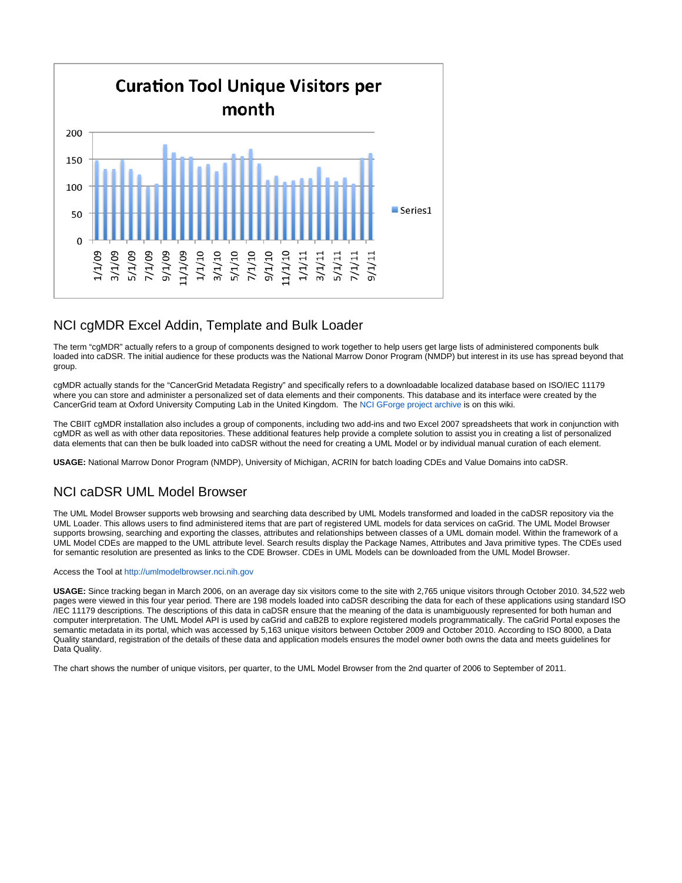Curation Tool Unique Visitors per month

## NCI cgMDR Excel Addin, Template and Bulk Loader

The term “cgMDR” actually refers to a group of components designed to work together to help users get large lists of administered components bulk loaded into caDSR. The initial audience for these products was the National Marrow Donor Program (NMDP) but interest in its use has spread beyond that group.

cgMDR actually stands for the “CancerGrid Metadata Registry” and specifically refers to a downloadable localized database based on ISO/IEC 11179 where you can store and administer a personalized set of data elements and their components. This database and its interface were created by the CancerGrid team at Oxford University Computing Lab in the United Kingdom.  The NCI GForge project archive is on this wiki.

The CBIIT cgMDR installation also includes a group of components, including two add-ins and two Excel 2007 spreadsheets that work in conjunction with cgMDR as well as with other data repositories. These additional features help provide a complete solution to assist you in creating a list of personalized data elements that can then be bulk loaded into caDSR without the need for creating a UML Model or by individual manual curation of each element.

**USAGE:** National Marrow Donor Program (NMDP), University of Michigan, ACRIN for batch loading CDEs and Value Domains into caDSR.

## NCI caDSR UML Model Browser

The UML Model Browser supports web browsing and searching data described by UML Models transformed and loaded in the caDSR repository via the UML Loader. This allows users to find administered items that are part of registered UML models for data services on caGrid. The UML Model Browser supports browsing, searching and exporting the classes, attributes and relationships between classes of a UML domain model. Within the framework of a UML Model CDEs are mapped to the UML attribute level. Search results display the Package Names, Attributes and Java primitive types. The CDEs used for semantic resolution are presented as links to the CDE Browser. CDEs in UML Models can be downloaded from the UML Model Browser.

Access the Tool at http://umlmodelbrowser.nci.nih.gov

**USAGE:** Since tracking began in March 2006, on an average day six visitors come to the site with 2,765 unique visitors through October 2010. 34,522 web pages were viewed in this four year period. There are 198 models loaded into caDSR describing the data for each of these applications using standard ISO /IEC 11179 descriptions. The descriptions of this data in caDSR ensure that the meaning of the data is unambiguously represented for both human and computer interpretation. The UML Model API is used by caGrid and caB2B to explore registered models programmatically. The caGrid Portal exposes the semantic metadata in its portal, which was accessed by 5,163 unique visitors between October 2009 and October 2010. According to ISO 8000, a Data Quality standard, registration of the details of these data and application models ensures the model owner both owns the data and meets guidelines for Data Quality.

The chart shows the number of unique visitors, per quarter, to the UML Model Browser from the 2nd quarter of 2006 to September of 2011.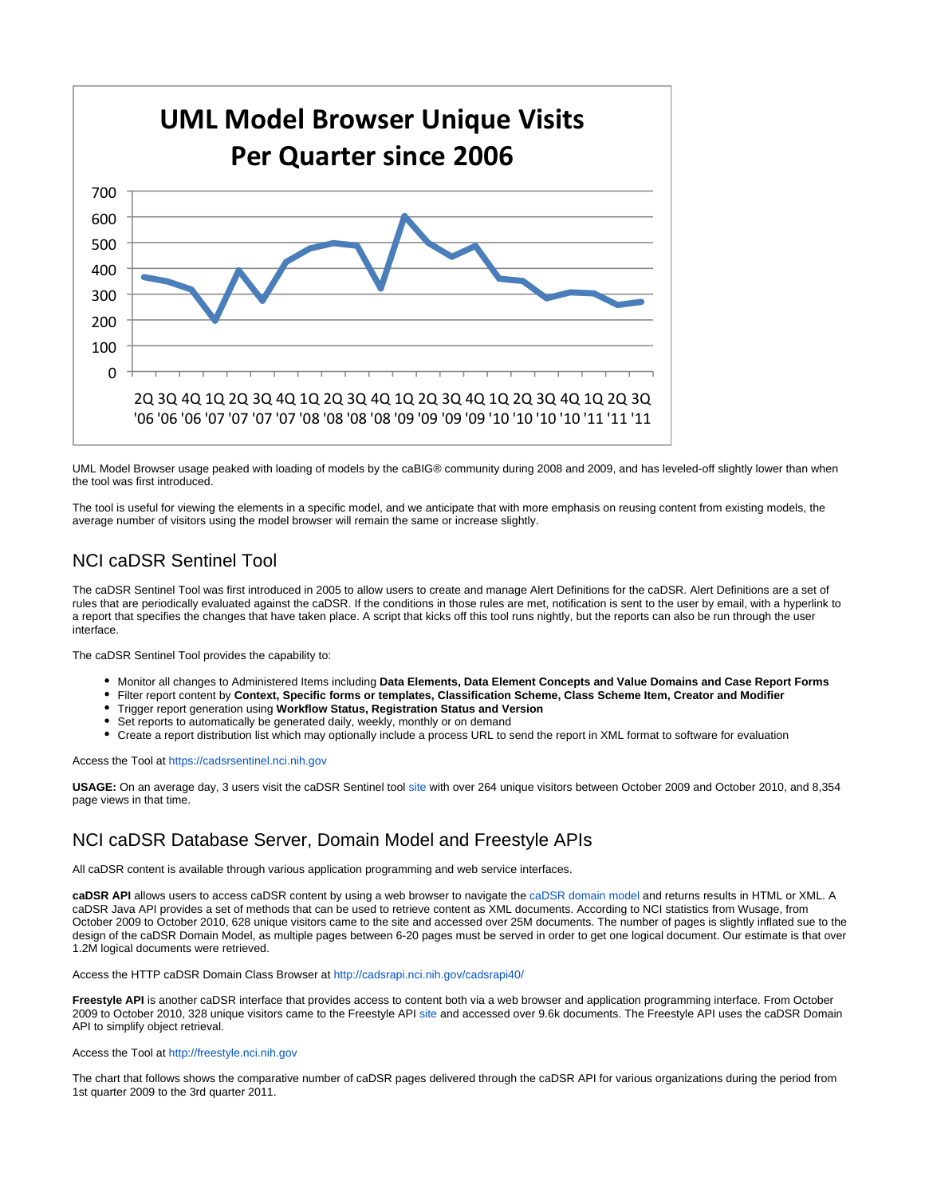UML Model Browser Unique Visits Per Quarter since 2006

UML Model Browser usage peaked with loading of models by the caBIG® community during 2008 and 2009, and has leveled-off slightly lower than when the tool was first introduced.

The tool is useful for viewing the elements in a specific model, and we anticipate that with more emphasis on reusing content from existing models, the average number of visitors using the model browser will remain the same or increase slightly.

## NCI caDSR Sentinel Tool

The caDSR Sentinel Tool was first introduced in 2005 to allow users to create and manage Alert Definitions for the caDSR. Alert Definitions are a set of rules that are periodically evaluated against the caDSR. If the conditions in those rules are met, notification is sent to the user by email, with a hyperlink to a report that specifies the changes that have taken place. A script that kicks off this tool runs nightly, but the reports can also be run through the user interface.

The caDSR Sentinel Tool provides the capability to:

- Monitor all changes to Administered Items including **Data Elements, Data Element Concepts and Value Domains and Case Report Forms**
- Filter report content by **Context, Specific forms or templates, Classification Scheme, Class Scheme Item, Creator and Modifier**
- Trigger report generation using **Workflow Status, Registration Status and Version**
- Set reports to automatically be generated daily, weekly, monthly or on demand
- Create a report distribution list which may optionally include a process URL to send the report in XML format to software for evaluation

Access the Tool at https://cadsrsentinel.nci.nih.gov

**USAGE:** On an average day, 3 users visit the caDSR Sentinel tool site with over 264 unique visitors between October 2009 and October 2010, and 8,354 page views in that time.

## NCI caDSR Database Server, Domain Model and Freestyle APIs

All caDSR content is available through various application programming and web service interfaces.

**caDSR API** allows users to access caDSR content by using a web browser to navigate the caDSR domain model and returns results in HTML or XML. A caDSR Java API provides a set of methods that can be used to retrieve content as XML documents. According to NCI statistics from Wusage, from October 2009 to October 2010, 628 unique visitors came to the site and accessed over 25M documents. The number of pages is slightly inflated sue to the design of the caDSR Domain Model, as multiple pages between 6-20 pages must be served in order to get one logical document. Our estimate is that over 1.2M logical documents were retrieved.

Access the HTTP caDSR Domain Class Browser at http://cadsrapi.nci.nih.gov/cadsrapi40/

**Freestyle API** is another caDSR interface that provides access to content both via a web browser and application programming interface. From October 2009 to October 2010, 328 unique visitors came to the Freestyle API site and accessed over 9.6k documents. The Freestyle API uses the caDSR Domain API to simplify object retrieval.

Access the Tool at http://freestyle.nci.nih.gov

The chart that follows shows the comparative number of caDSR pages delivered through the caDSR API for various organizations during the period from 1st quarter 2009 to the 3rd quarter 2011.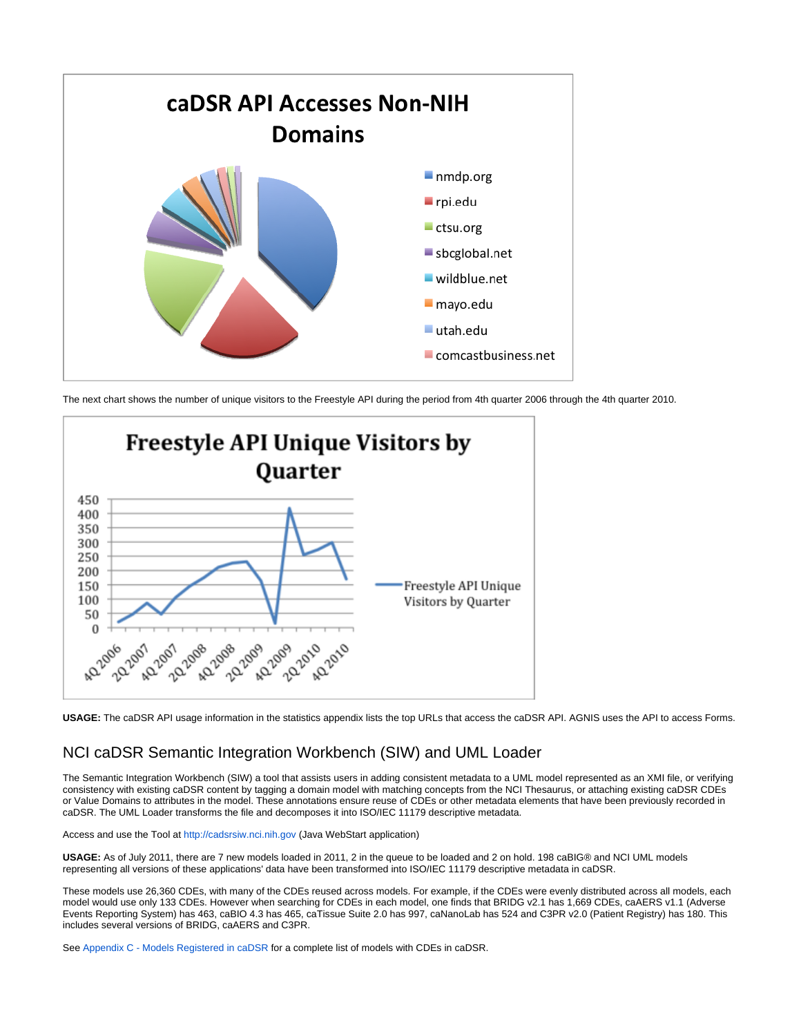The next chart shows the number of unique visitors to the Freestyle API during the period from 4th quarter 2006 through the 4th quarter 2010.

**USAGE:** The caDSR API usage information in the statistics appendix lists the top URLs that access the caDSR API. AGNIS uses the API to access Forms.

## NCI caDSR Semantic Integration Workbench (SIW) and UML Loader

The Semantic Integration Workbench (SIW) a tool that assists users in adding consistent metadata to a UML model represented as an XMI file, or verifying consistency with existing caDSR content by tagging a domain model with matching concepts from the NCI Thesaurus, or attaching existing caDSR CDEs or Value Domains to attributes in the model. These annotations ensure reuse of CDEs or other metadata elements that have been previously recorded in caDSR. The UML Loader transforms the file and decomposes it into ISO/IEC 11179 descriptive metadata.

Access and use the Tool at http://cadsrsiw.nci.nih.gov (Java WebStart application)

**USAGE:** As of July 2011, there are 7 new models loaded in 2011, 2 in the queue to be loaded and 2 on hold. 198 caBIG® and NCI UML models representing all versions of these applications' data have been transformed into ISO/IEC 11179 descriptive metadata in caDSR.

These models use 26,360 CDEs, with many of the CDEs reused across models. For example, if the CDEs were evenly distributed across all models, each model would use only 133 CDEs. However when searching for CDEs in each model, one finds that BRIDG v2.1 has 1,669 CDEs, caAERS v1.1 (Adverse Events Reporting System) has 463, caBIO 4.3 has 465, caTissue Suite 2.0 has 997, caNanoLab has 524 and C3PR v2.0 (Patient Registry) has 180. This includes several versions of BRIDG, caAERS and C3PR.

See Appendix C - Models Registered in caDSR for a complete list of models with CDEs in caDSR.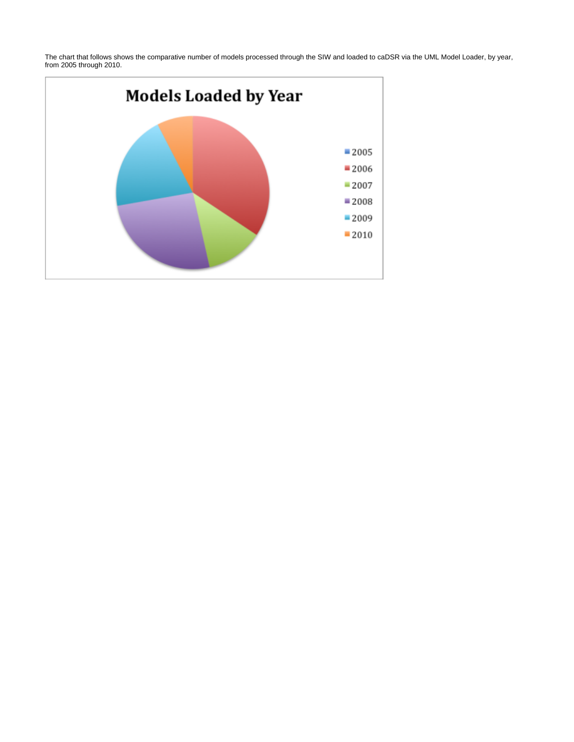The chart that follows shows the comparative number of models processed through the SIW and loaded to caDSR via the UML Model Loader, by year, from 2005 through 2010.

Models Loaded by Year

2005
2006
2007
2008
2009
2010